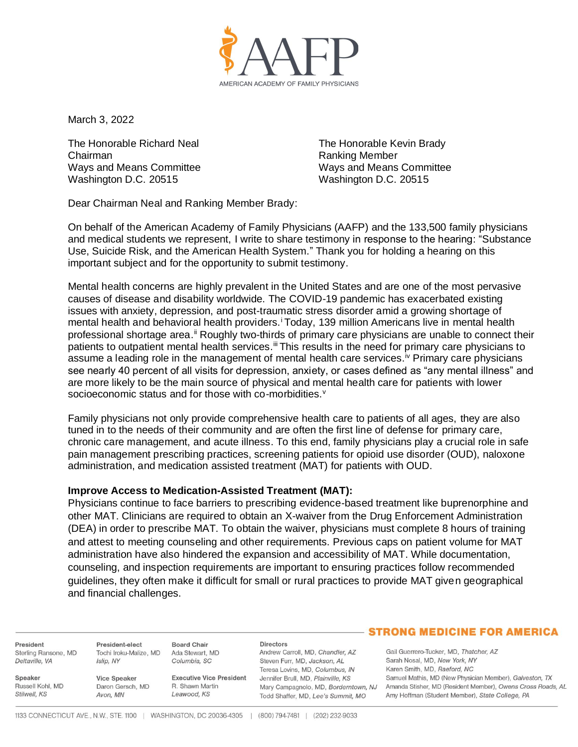AMERICAN ACADEMY OF FAMILY PHYSICIANS

March 3, 2022

The Honorable Richard Neal
Chairman
Ways and Means Committee
Washington D.C. 20515

The Honorable Kevin Brady
Ranking Member
Ways and Means Committee
Washington D.C. 20515

Dear Chairman Neal and Ranking Member Brady:

On behalf of the American Academy of Family Physicians (AAFP) and the 133,500 family physicians and medical students we represent, I write to share testimony in response to the hearing: "Substance Use, Suicide Risk, and the American Health System." Thank you for holding a hearing on this important subject and for the opportunity to submit testimony.

Mental health concerns are highly prevalent in the United States and are one of the most pervasive causes of disease and disability worldwide. The COVID-19 pandemic has exacerbated existing issues with anxiety, depression, and post-traumatic stress disorder amid a growing shortage of mental health and behavioral health providers.[i] Today, 139 million Americans live in mental health professional shortage area.[ii] Roughly two-thirds of primary care physicians are unable to connect their patients to outpatient mental health services.[iii] This results in the need for primary care physicians to assume a leading role in the management of mental health care services.[iv] Primary care physicians see nearly 40 percent of all visits for depression, anxiety, or cases defined as "any mental illness" and are more likely to be the main source of physical and mental health care for patients with lower socioeconomic status and for those with co-morbidities.[v]

Family physicians not only provide comprehensive health care to patients of all ages, they are also tuned in to the needs of their community and are often the first line of defense for primary care, chronic care management, and acute illness. To this end, family physicians play a crucial role in safe pain management prescribing practices, screening patients for opioid use disorder (OUD), naloxone administration, and medication assisted treatment (MAT) for patients with OUD.

**Improve Access to Medication-Assisted Treatment (MAT):**

Physicians continue to face barriers to prescribing evidence-based treatment like buprenorphine and other MAT. Clinicians are required to obtain an X-waiver from the Drug Enforcement Administration (DEA) in order to prescribe MAT. To obtain the waiver, physicians must complete 8 hours of training and attest to meeting counseling and other requirements. Previous caps on patient volume for MAT administration have also hindered the expansion and accessibility of MAT. While documentation, counseling, and inspection requirements are important to ensuring practices follow recommended guidelines, they often make it difficult for small or rural practices to provide MAT given geographical and financial challenges.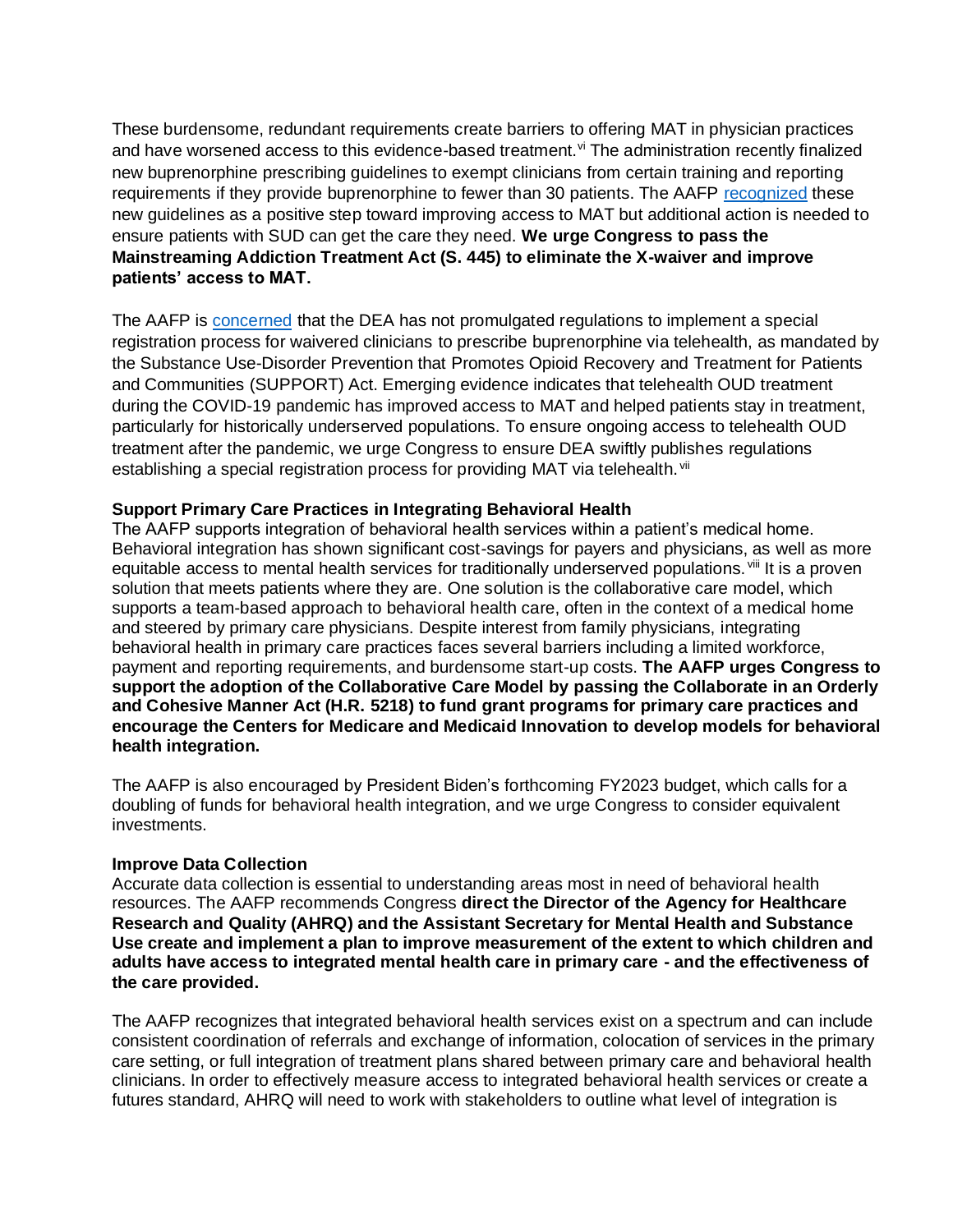These burdensome, redundant requirements create barriers to offering MAT in physician practices and have worsened access to this evidence-based treatment.[vi] The administration recently finalized new buprenorphine prescribing guidelines to exempt clinicians from certain training and reporting requirements if they provide buprenorphine to fewer than 30 patients. The AAFP recognized these new guidelines as a positive step toward improving access to MAT but additional action is needed to ensure patients with SUD can get the care they need. **We urge Congress to pass the Mainstreaming Addiction Treatment Act (S. 445) to eliminate the X-waiver and improve patients' access to MAT.**

The AAFP is concerned that the DEA has not promulgated regulations to implement a special registration process for waivered clinicians to prescribe buprenorphine via telehealth, as mandated by the Substance Use-Disorder Prevention that Promotes Opioid Recovery and Treatment for Patients and Communities (SUPPORT) Act. Emerging evidence indicates that telehealth OUD treatment during the COVID-19 pandemic has improved access to MAT and helped patients stay in treatment, particularly for historically underserved populations. To ensure ongoing access to telehealth OUD treatment after the pandemic, we urge Congress to ensure DEA swiftly publishes regulations establishing a special registration process for providing MAT via telehealth.[vii]

**Support Primary Care Practices in Integrating Behavioral Health**

The AAFP supports integration of behavioral health services within a patient's medical home. Behavioral integration has shown significant cost-savings for payers and physicians, as well as more equitable access to mental health services for traditionally underserved populations.[viii] It is a proven solution that meets patients where they are. One solution is the collaborative care model, which supports a team-based approach to behavioral health care, often in the context of a medical home and steered by primary care physicians. Despite interest from family physicians, integrating behavioral health in primary care practices faces several barriers including a limited workforce, payment and reporting requirements, and burdensome start-up costs. **The AAFP urges Congress to support the adoption of the Collaborative Care Model by passing the Collaborate in an Orderly and Cohesive Manner Act (H.R. 5218) to fund grant programs for primary care practices and encourage the Centers for Medicare and Medicaid Innovation to develop models for behavioral health integration.**

The AAFP is also encouraged by President Biden's forthcoming FY2023 budget, which calls for a doubling of funds for behavioral health integration, and we urge Congress to consider equivalent investments.

**Improve Data Collection**

Accurate data collection is essential to understanding areas most in need of behavioral health resources. The AAFP recommends Congress **direct the Director of the Agency for Healthcare Research and Quality (AHRQ) and the Assistant Secretary for Mental Health and Substance Use create and implement a plan to improve measurement of the extent to which children and adults have access to integrated mental health care in primary care - and the effectiveness of the care provided.**

The AAFP recognizes that integrated behavioral health services exist on a spectrum and can include consistent coordination of referrals and exchange of information, colocation of services in the primary care setting, or full integration of treatment plans shared between primary care and behavioral health clinicians. In order to effectively measure access to integrated behavioral health services or create a futures standard, AHRQ will need to work with stakeholders to outline what level of integration is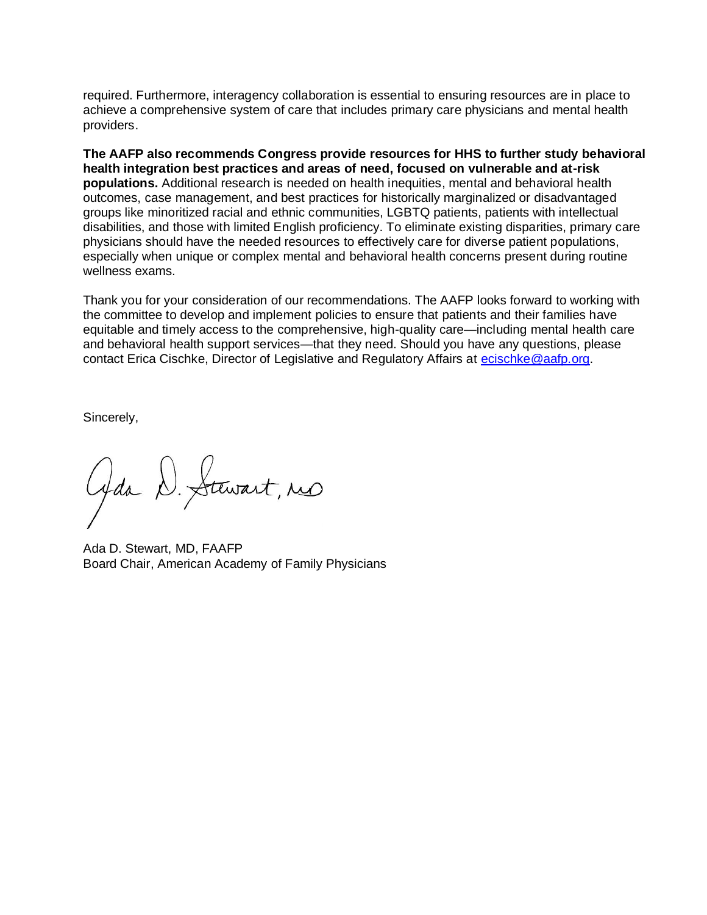required. Furthermore, interagency collaboration is essential to ensuring resources are in place to achieve a comprehensive system of care that includes primary care physicians and mental health providers.

**The AAFP also recommends Congress provide resources for HHS to further study behavioral health integration best practices and areas of need, focused on vulnerable and at-risk populations.** Additional research is needed on health inequities, mental and behavioral health outcomes, case management, and best practices for historically marginalized or disadvantaged groups like minoritized racial and ethnic communities, LGBTQ patients, patients with intellectual disabilities, and those with limited English proficiency. To eliminate existing disparities, primary care physicians should have the needed resources to effectively care for diverse patient populations, especially when unique or complex mental and behavioral health concerns present during routine wellness exams.

Thank you for your consideration of our recommendations. The AAFP looks forward to working with the committee to develop and implement policies to ensure that patients and their families have equitable and timely access to the comprehensive, high-quality care—including mental health care and behavioral health support services—that they need. Should you have any questions, please contact Erica Cischke, Director of Legislative and Regulatory Affairs at [ecischke@aafp.org](mailto:ecischke@aafp.org).

Sincerely,

Ada D. Stewart, MD, FAAFP
Board Chair, American Academy of Family Physicians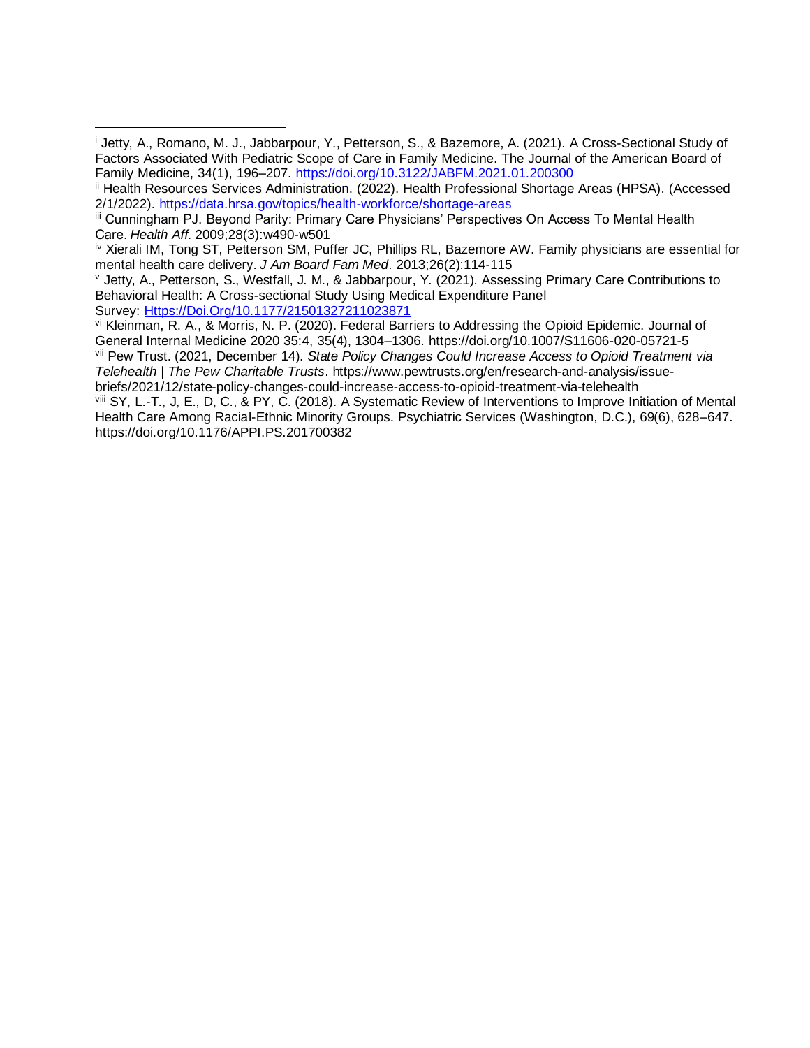---

[i] Jetty, A., Romano, M. J., Jabbarpour, Y., Petterson, S., & Bazemore, A. (2021). A Cross-Sectional Study of Factors Associated With Pediatric Scope of Care in Family Medicine. The Journal of the American Board of Family Medicine, 34(1), 196–207. https://doi.org/10.3122/JABFM.2021.01.200300

[ii] Health Resources Services Administration. (2022). Health Professional Shortage Areas (HPSA). (Accessed 2/1/2022). https://data.hrsa.gov/topics/health-workforce/shortage-areas

[iii] Cunningham PJ. Beyond Parity: Primary Care Physicians' Perspectives On Access To Mental Health Care. *Health Aff.* 2009;28(3):w490-w501

[iv] Xierali IM, Tong ST, Petterson SM, Puffer JC, Phillips RL, Bazemore AW. Family physicians are essential for mental health care delivery. *J Am Board Fam Med*. 2013;26(2):114-115

[v] Jetty, A., Petterson, S., Westfall, J. M., & Jabbarpour, Y. (2021). Assessing Primary Care Contributions to Behavioral Health: A Cross-sectional Study Using Medical Expenditure Panel Survey: Https://Doi.Org/10.1177/21501327211023871

[vi] Kleinman, R. A., & Morris, N. P. (2020). Federal Barriers to Addressing the Opioid Epidemic. Journal of General Internal Medicine 2020 35:4, 35(4), 1304–1306. https://doi.org/10.1007/S11606-020-05721-5

[vii] Pew Trust. (2021, December 14). *State Policy Changes Could Increase Access to Opioid Treatment via Telehealth | The Pew Charitable Trusts*. https://www.pewtrusts.org/en/research-and-analysis/issue-briefs/2021/12/state-policy-changes-could-increase-access-to-opioid-treatment-via-telehealth

[viii] SY, L.-T., J, E., D, C., & PY, C. (2018). A Systematic Review of Interventions to Improve Initiation of Mental Health Care Among Racial-Ethnic Minority Groups. Psychiatric Services (Washington, D.C.), 69(6), 628–647. https://doi.org/10.1176/APPI.PS.201700382